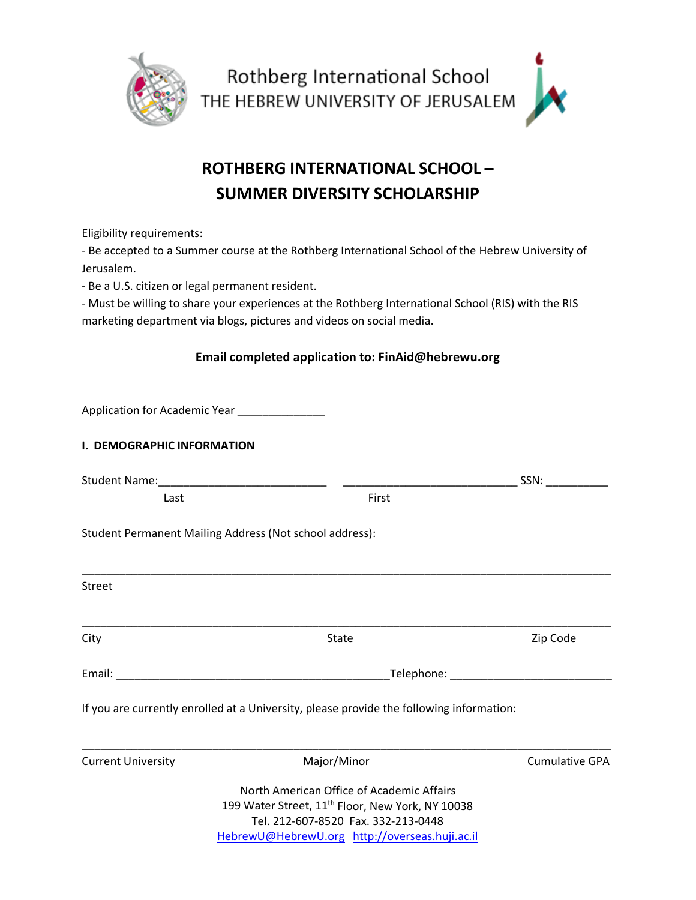Rothberg International School
THE HEBREW UNIVERSITY OF JERUSALEM

# ROTHBERG INTERNATIONAL SCHOOL – SUMMER DIVERSITY SCHOLARSHIP

Eligibility requirements:

- Be accepted to a Summer course at the Rothberg International School of the Hebrew University of Jerusalem.
- Be a U.S. citizen or legal permanent resident.
- Must be willing to share your experiences at the Rothberg International School (RIS) with the RIS marketing department via blogs, pictures and videos on social media.

**Email completed application to: FinAid@hebrewu.org**

Application for Academic Year ______________

**I. DEMOGRAPHIC INFORMATION**

Student Name:___________________________ ____________________________ SSN: __________

Last First

Student Permanent Mailing Address (Not school address):

_____________________________________________________________________________________

Street

_____________________________________________________________________________________

City State Zip Code

Email: ____________________________________________Telephone: __________________________

If you are currently enrolled at a University, please provide the following information:

_____________________________________________________________________________________

Current University Major/Minor Cumulative GPA

North American Office of Academic Affairs
199 Water Street, 11th Floor, New York, NY 10038
Tel. 212-607-8520 Fax. 332-213-0448
HebrewU@HebrewU.org http://overseas.huji.ac.il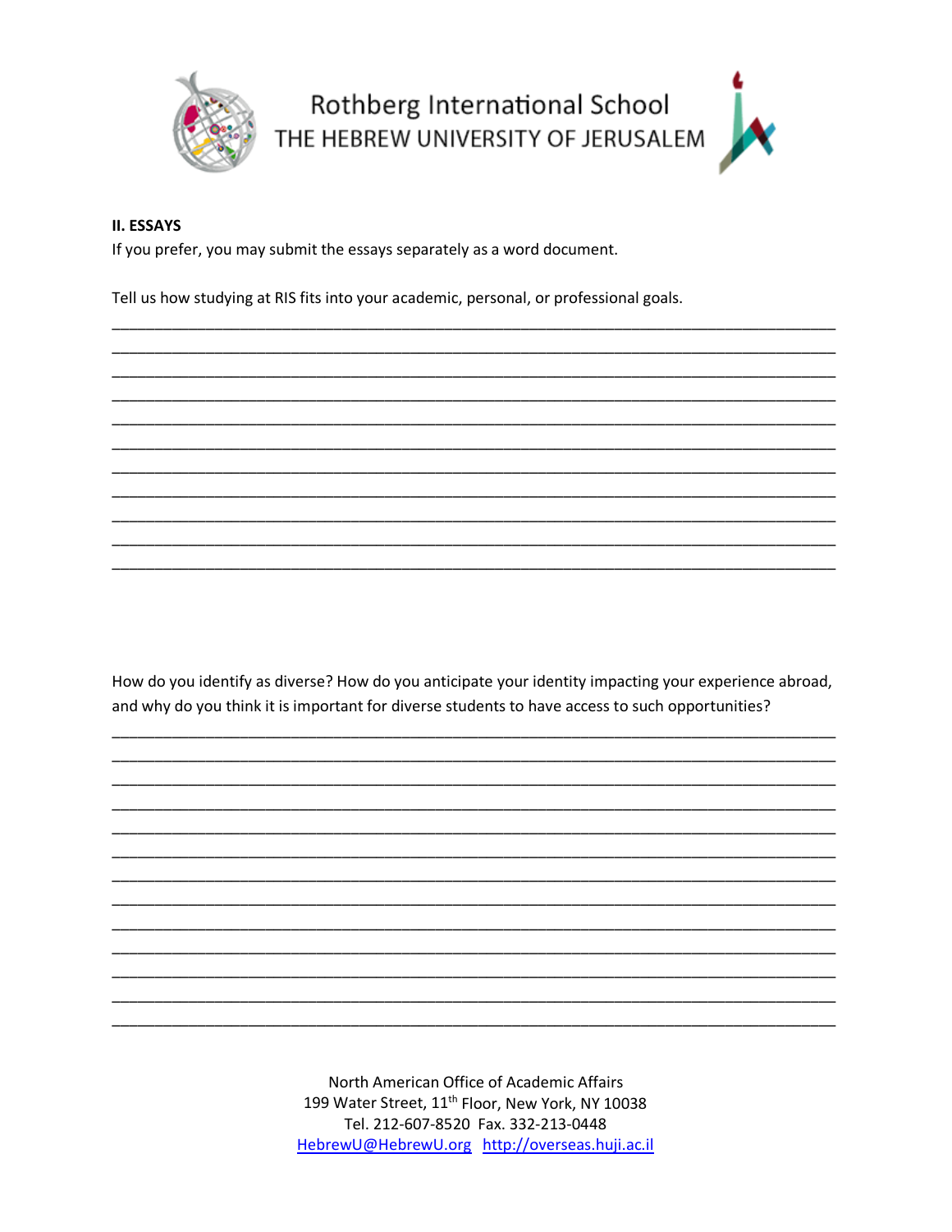Rothberg International School
THE HEBREW UNIVERSITY OF JERUSALEM

**II. ESSAYS**

If you prefer, you may submit the essays separately as a word document.

Tell us how studying at RIS fits into your academic, personal, or professional goals.

\_\_\_\_\_\_\_\_\_\_\_\_\_\_\_\_\_\_\_\_\_\_\_\_\_\_\_\_\_\_\_\_\_\_\_\_\_\_\_\_\_\_\_\_\_\_\_\_\_\_\_\_\_\_\_\_\_\_\_\_\_\_\_\_\_\_\_\_\_\_\_\_\_\_\_\_\_\_

\_\_\_\_\_\_\_\_\_\_\_\_\_\_\_\_\_\_\_\_\_\_\_\_\_\_\_\_\_\_\_\_\_\_\_\_\_\_\_\_\_\_\_\_\_\_\_\_\_\_\_\_\_\_\_\_\_\_\_\_\_\_\_\_\_\_\_\_\_\_\_\_\_\_\_\_\_\_

\_\_\_\_\_\_\_\_\_\_\_\_\_\_\_\_\_\_\_\_\_\_\_\_\_\_\_\_\_\_\_\_\_\_\_\_\_\_\_\_\_\_\_\_\_\_\_\_\_\_\_\_\_\_\_\_\_\_\_\_\_\_\_\_\_\_\_\_\_\_\_\_\_\_\_\_\_\_

\_\_\_\_\_\_\_\_\_\_\_\_\_\_\_\_\_\_\_\_\_\_\_\_\_\_\_\_\_\_\_\_\_\_\_\_\_\_\_\_\_\_\_\_\_\_\_\_\_\_\_\_\_\_\_\_\_\_\_\_\_\_\_\_\_\_\_\_\_\_\_\_\_\_\_\_\_\_

\_\_\_\_\_\_\_\_\_\_\_\_\_\_\_\_\_\_\_\_\_\_\_\_\_\_\_\_\_\_\_\_\_\_\_\_\_\_\_\_\_\_\_\_\_\_\_\_\_\_\_\_\_\_\_\_\_\_\_\_\_\_\_\_\_\_\_\_\_\_\_\_\_\_\_\_\_\_

\_\_\_\_\_\_\_\_\_\_\_\_\_\_\_\_\_\_\_\_\_\_\_\_\_\_\_\_\_\_\_\_\_\_\_\_\_\_\_\_\_\_\_\_\_\_\_\_\_\_\_\_\_\_\_\_\_\_\_\_\_\_\_\_\_\_\_\_\_\_\_\_\_\_\_\_\_\_

\_\_\_\_\_\_\_\_\_\_\_\_\_\_\_\_\_\_\_\_\_\_\_\_\_\_\_\_\_\_\_\_\_\_\_\_\_\_\_\_\_\_\_\_\_\_\_\_\_\_\_\_\_\_\_\_\_\_\_\_\_\_\_\_\_\_\_\_\_\_\_\_\_\_\_\_\_\_

\_\_\_\_\_\_\_\_\_\_\_\_\_\_\_\_\_\_\_\_\_\_\_\_\_\_\_\_\_\_\_\_\_\_\_\_\_\_\_\_\_\_\_\_\_\_\_\_\_\_\_\_\_\_\_\_\_\_\_\_\_\_\_\_\_\_\_\_\_\_\_\_\_\_\_\_\_\_

\_\_\_\_\_\_\_\_\_\_\_\_\_\_\_\_\_\_\_\_\_\_\_\_\_\_\_\_\_\_\_\_\_\_\_\_\_\_\_\_\_\_\_\_\_\_\_\_\_\_\_\_\_\_\_\_\_\_\_\_\_\_\_\_\_\_\_\_\_\_\_\_\_\_\_\_\_\_

\_\_\_\_\_\_\_\_\_\_\_\_\_\_\_\_\_\_\_\_\_\_\_\_\_\_\_\_\_\_\_\_\_\_\_\_\_\_\_\_\_\_\_\_\_\_\_\_\_\_\_\_\_\_\_\_\_\_\_\_\_\_\_\_\_\_\_\_\_\_\_\_\_\_\_\_\_\_

\_\_\_\_\_\_\_\_\_\_\_\_\_\_\_\_\_\_\_\_\_\_\_\_\_\_\_\_\_\_\_\_\_\_\_\_\_\_\_\_\_\_\_\_\_\_\_\_\_\_\_\_\_\_\_\_\_\_\_\_\_\_\_\_\_\_\_\_\_\_\_\_\_\_\_\_\_\_

How do you identify as diverse? How do you anticipate your identity impacting your experience abroad, and why do you think it is important for diverse students to have access to such opportunities?

\_\_\_\_\_\_\_\_\_\_\_\_\_\_\_\_\_\_\_\_\_\_\_\_\_\_\_\_\_\_\_\_\_\_\_\_\_\_\_\_\_\_\_\_\_\_\_\_\_\_\_\_\_\_\_\_\_\_\_\_\_\_\_\_\_\_\_\_\_\_\_\_\_\_\_\_\_\_

\_\_\_\_\_\_\_\_\_\_\_\_\_\_\_\_\_\_\_\_\_\_\_\_\_\_\_\_\_\_\_\_\_\_\_\_\_\_\_\_\_\_\_\_\_\_\_\_\_\_\_\_\_\_\_\_\_\_\_\_\_\_\_\_\_\_\_\_\_\_\_\_\_\_\_\_\_\_

\_\_\_\_\_\_\_\_\_\_\_\_\_\_\_\_\_\_\_\_\_\_\_\_\_\_\_\_\_\_\_\_\_\_\_\_\_\_\_\_\_\_\_\_\_\_\_\_\_\_\_\_\_\_\_\_\_\_\_\_\_\_\_\_\_\_\_\_\_\_\_\_\_\_\_\_\_\_

\_\_\_\_\_\_\_\_\_\_\_\_\_\_\_\_\_\_\_\_\_\_\_\_\_\_\_\_\_\_\_\_\_\_\_\_\_\_\_\_\_\_\_\_\_\_\_\_\_\_\_\_\_\_\_\_\_\_\_\_\_\_\_\_\_\_\_\_\_\_\_\_\_\_\_\_\_\_

\_\_\_\_\_\_\_\_\_\_\_\_\_\_\_\_\_\_\_\_\_\_\_\_\_\_\_\_\_\_\_\_\_\_\_\_\_\_\_\_\_\_\_\_\_\_\_\_\_\_\_\_\_\_\_\_\_\_\_\_\_\_\_\_\_\_\_\_\_\_\_\_\_\_\_\_\_\_

\_\_\_\_\_\_\_\_\_\_\_\_\_\_\_\_\_\_\_\_\_\_\_\_\_\_\_\_\_\_\_\_\_\_\_\_\_\_\_\_\_\_\_\_\_\_\_\_\_\_\_\_\_\_\_\_\_\_\_\_\_\_\_\_\_\_\_\_\_\_\_\_\_\_\_\_\_\_

\_\_\_\_\_\_\_\_\_\_\_\_\_\_\_\_\_\_\_\_\_\_\_\_\_\_\_\_\_\_\_\_\_\_\_\_\_\_\_\_\_\_\_\_\_\_\_\_\_\_\_\_\_\_\_\_\_\_\_\_\_\_\_\_\_\_\_\_\_\_\_\_\_\_\_\_\_\_

\_\_\_\_\_\_\_\_\_\_\_\_\_\_\_\_\_\_\_\_\_\_\_\_\_\_\_\_\_\_\_\_\_\_\_\_\_\_\_\_\_\_\_\_\_\_\_\_\_\_\_\_\_\_\_\_\_\_\_\_\_\_\_\_\_\_\_\_\_\_\_\_\_\_\_\_\_\_

\_\_\_\_\_\_\_\_\_\_\_\_\_\_\_\_\_\_\_\_\_\_\_\_\_\_\_\_\_\_\_\_\_\_\_\_\_\_\_\_\_\_\_\_\_\_\_\_\_\_\_\_\_\_\_\_\_\_\_\_\_\_\_\_\_\_\_\_\_\_\_\_\_\_\_\_\_\_

\_\_\_\_\_\_\_\_\_\_\_\_\_\_\_\_\_\_\_\_\_\_\_\_\_\_\_\_\_\_\_\_\_\_\_\_\_\_\_\_\_\_\_\_\_\_\_\_\_\_\_\_\_\_\_\_\_\_\_\_\_\_\_\_\_\_\_\_\_\_\_\_\_\_\_\_\_\_

\_\_\_\_\_\_\_\_\_\_\_\_\_\_\_\_\_\_\_\_\_\_\_\_\_\_\_\_\_\_\_\_\_\_\_\_\_\_\_\_\_\_\_\_\_\_\_\_\_\_\_\_\_\_\_\_\_\_\_\_\_\_\_\_\_\_\_\_\_\_\_\_\_\_\_\_\_\_

\_\_\_\_\_\_\_\_\_\_\_\_\_\_\_\_\_\_\_\_\_\_\_\_\_\_\_\_\_\_\_\_\_\_\_\_\_\_\_\_\_\_\_\_\_\_\_\_\_\_\_\_\_\_\_\_\_\_\_\_\_\_\_\_\_\_\_\_\_\_\_\_\_\_\_\_\_\_

\_\_\_\_\_\_\_\_\_\_\_\_\_\_\_\_\_\_\_\_\_\_\_\_\_\_\_\_\_\_\_\_\_\_\_\_\_\_\_\_\_\_\_\_\_\_\_\_\_\_\_\_\_\_\_\_\_\_\_\_\_\_\_\_\_\_\_\_\_\_\_\_\_\_\_\_\_\_

North American Office of Academic Affairs
199 Water Street, 11th Floor, New York, NY 10038
Tel. 212-607-8520 Fax. 332-213-0448
HebrewU@HebrewU.org http://overseas.huji.ac.il